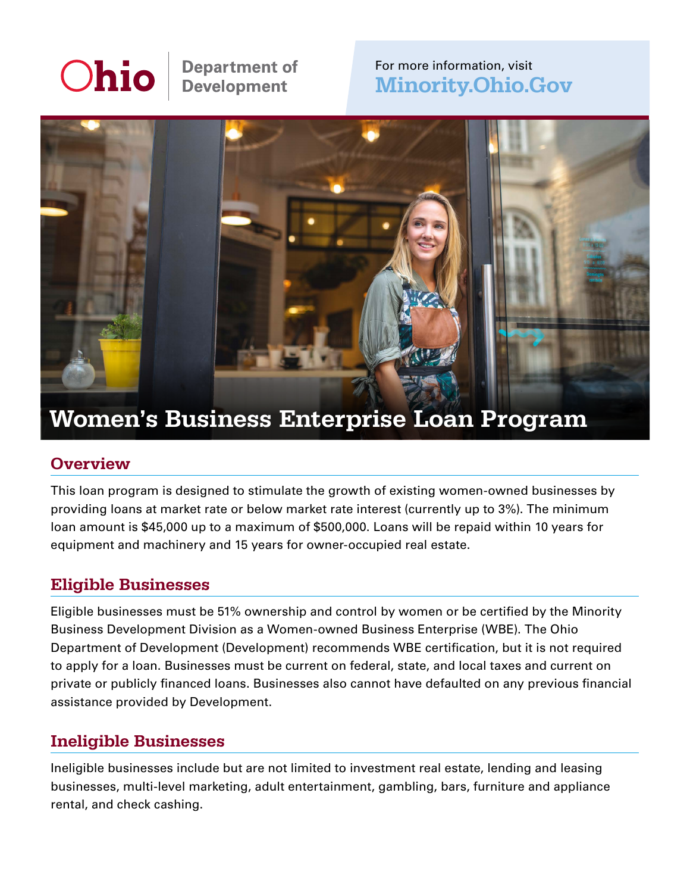Ohio | Department of Development

For more information, visit **Minority.Ohio.Gov**

# Women's Business Enterprise Loan Program

## Overview

This loan program is designed to stimulate the growth of existing women-owned businesses by providing loans at market rate or below market rate interest (currently up to 3%). The minimum loan amount is $45,000 up to a maximum of $500,000. Loans will be repaid within 10 years for equipment and machinery and 15 years for owner-occupied real estate.

## Eligible Businesses

Eligible businesses must be 51% ownership and control by women or be certified by the Minority Business Development Division as a Women-owned Business Enterprise (WBE). The Ohio Department of Development (Development) recommends WBE certification, but it is not required to apply for a loan. Businesses must be current on federal, state, and local taxes and current on private or publicly financed loans. Businesses also cannot have defaulted on any previous financial assistance provided by Development.

## Ineligible Businesses

Ineligible businesses include but are not limited to investment real estate, lending and leasing businesses, multi-level marketing, adult entertainment, gambling, bars, furniture and appliance rental, and check cashing.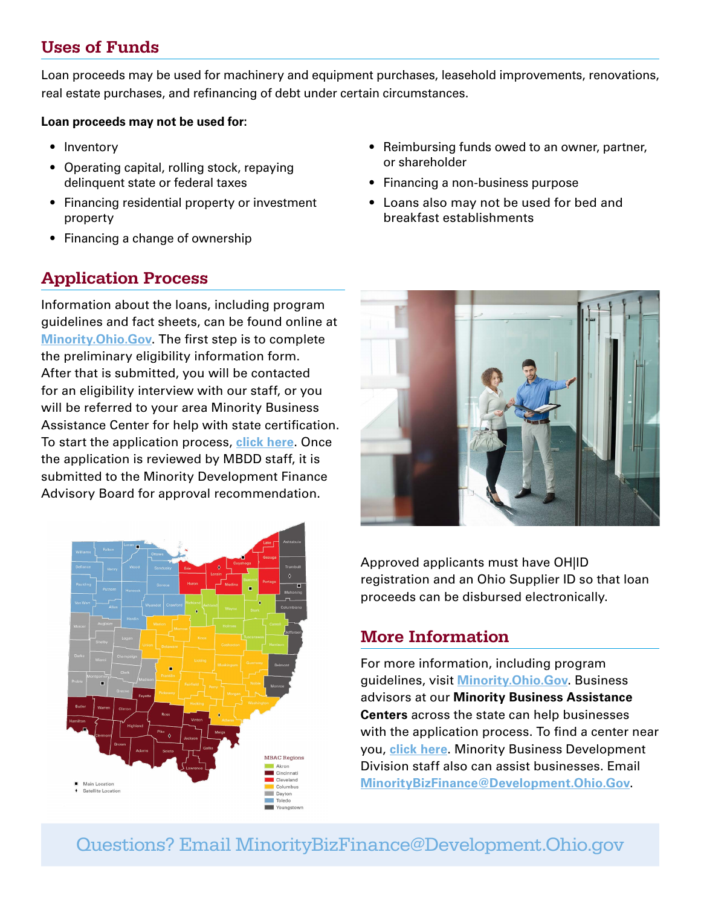## Uses of Funds

Loan proceeds may be used for machinery and equipment purchases, leasehold improvements, renovations, real estate purchases, and refinancing of debt under certain circumstances.

**Loan proceeds may not be used for:**

- Inventory
- Operating capital, rolling stock, repaying delinquent state or federal taxes
- Financing residential property or investment property
- Financing a change of ownership
- Reimbursing funds owed to an owner, partner, or shareholder
- Financing a non-business purpose
- Loans also may not be used for bed and breakfast establishments

## Application Process

Information about the loans, including program guidelines and fact sheets, can be found online at Minority.Ohio.Gov. The first step is to complete the preliminary eligibility information form. After that is submitted, you will be contacted for an eligibility interview with our staff, or you will be referred to your area Minority Business Assistance Center for help with state certification. To start the application process, click here. Once the application is reviewed by MBDD staff, it is submitted to the Minority Development Finance Advisory Board for approval recommendation.

MBAC Regions
Akron
Cincinnati
Cleveland
Columbus
Dayton
Toledo
Youngstown

Main Location
Satellite Location

Approved applicants must have OH|ID registration and an Ohio Supplier ID so that loan proceeds can be disbursed electronically.

## More Information

For more information, including program guidelines, visit Minority.Ohio.Gov. Business advisors at our **Minority Business Assistance Centers** across the state can help businesses with the application process. To find a center near you, click here. Minority Business Development Division staff also can assist businesses. Email MinorityBizFinance@Development.Ohio.Gov.

Questions? Email MinorityBizFinance@Development.Ohio.gov